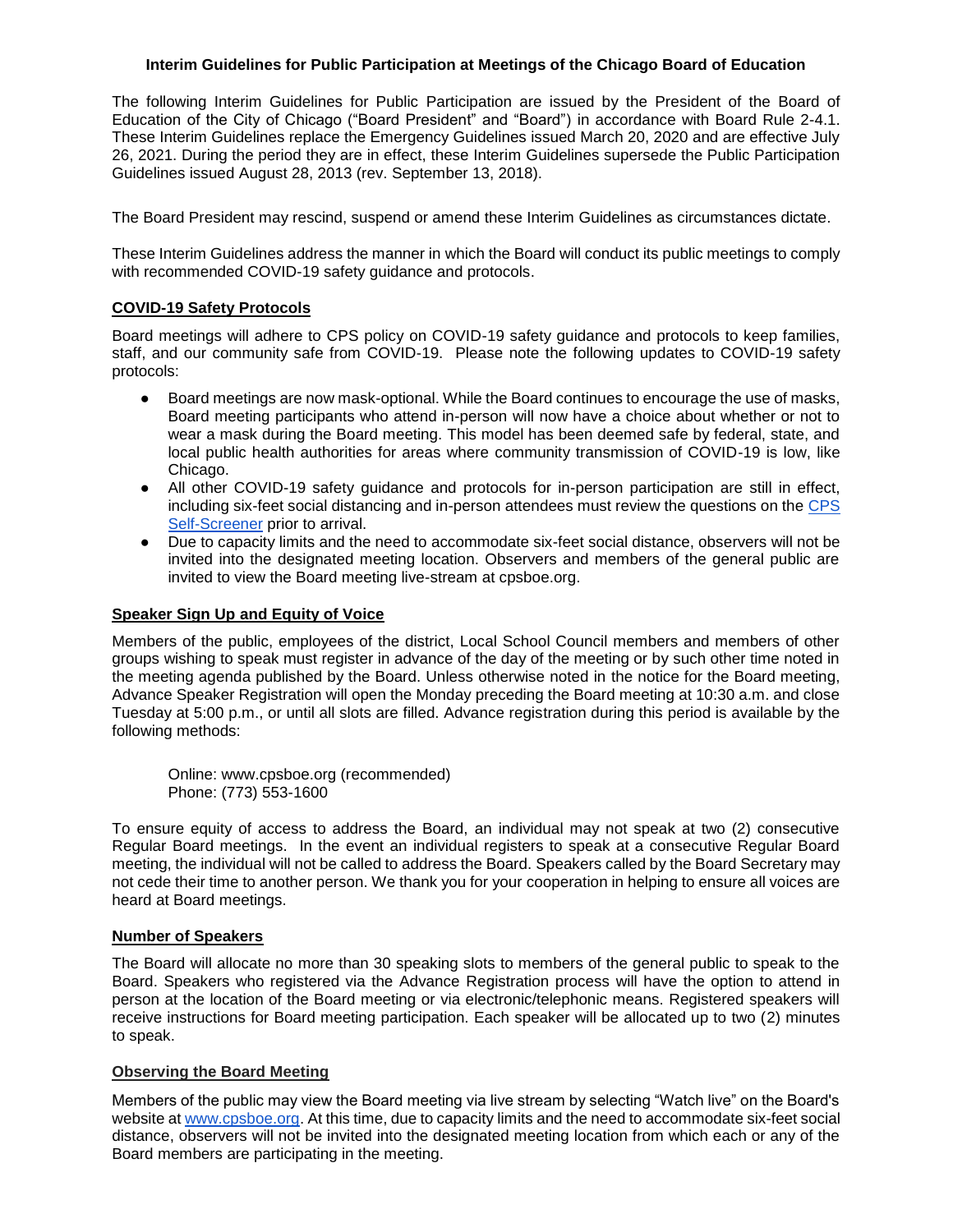# Interim Guidelines for Public Participation at Meetings of the Chicago Board of Education

The following Interim Guidelines for Public Participation are issued by the President of the Board of Education of the City of Chicago ("Board President" and "Board") in accordance with Board Rule 2-4.1. These Interim Guidelines replace the Emergency Guidelines issued March 20, 2020 and are effective July 26, 2021. During the period they are in effect, these Interim Guidelines supersede the Public Participation Guidelines issued August 28, 2013 (rev. September 13, 2018).

The Board President may rescind, suspend or amend these Interim Guidelines as circumstances dictate.

These Interim Guidelines address the manner in which the Board will conduct its public meetings to comply with recommended COVID-19 safety guidance and protocols.

## COVID-19 Safety Protocols

Board meetings will adhere to CPS policy on COVID-19 safety guidance and protocols to keep families, staff, and our community safe from COVID-19. Please note the following updates to COVID-19 safety protocols:

- Board meetings are now mask-optional. While the Board continues to encourage the use of masks, Board meeting participants who attend in-person will now have a choice about whether or not to wear a mask during the Board meeting. This model has been deemed safe by federal, state, and local public health authorities for areas where community transmission of COVID-19 is low, like Chicago.
- All other COVID-19 safety guidance and protocols for in-person participation are still in effect, including six-feet social distancing and in-person attendees must review the questions on the CPS Self-Screener prior to arrival.
- Due to capacity limits and the need to accommodate six-feet social distance, observers will not be invited into the designated meeting location. Observers and members of the general public are invited to view the Board meeting live-stream at cpsboe.org.

## Speaker Sign Up and Equity of Voice

Members of the public, employees of the district, Local School Council members and members of other groups wishing to speak must register in advance of the day of the meeting or by such other time noted in the meeting agenda published by the Board. Unless otherwise noted in the notice for the Board meeting, Advance Speaker Registration will open the Monday preceding the Board meeting at 10:30 a.m. and close Tuesday at 5:00 p.m., or until all slots are filled. Advance registration during this period is available by the following methods:

Online: www.cpsboe.org (recommended)
Phone: (773) 553-1600

To ensure equity of access to address the Board, an individual may not speak at two (2) consecutive Regular Board meetings. In the event an individual registers to speak at a consecutive Regular Board meeting, the individual will not be called to address the Board. Speakers called by the Board Secretary may not cede their time to another person. We thank you for your cooperation in helping to ensure all voices are heard at Board meetings.

## Number of Speakers

The Board will allocate no more than 30 speaking slots to members of the general public to speak to the Board. Speakers who registered via the Advance Registration process will have the option to attend in person at the location of the Board meeting or via electronic/telephonic means. Registered speakers will receive instructions for Board meeting participation. Each speaker will be allocated up to two (2) minutes to speak.

## Observing the Board Meeting

Members of the public may view the Board meeting via live stream by selecting "Watch live" on the Board's website at www.cpsboe.org. At this time, due to capacity limits and the need to accommodate six-feet social distance, observers will not be invited into the designated meeting location from which each or any of the Board members are participating in the meeting.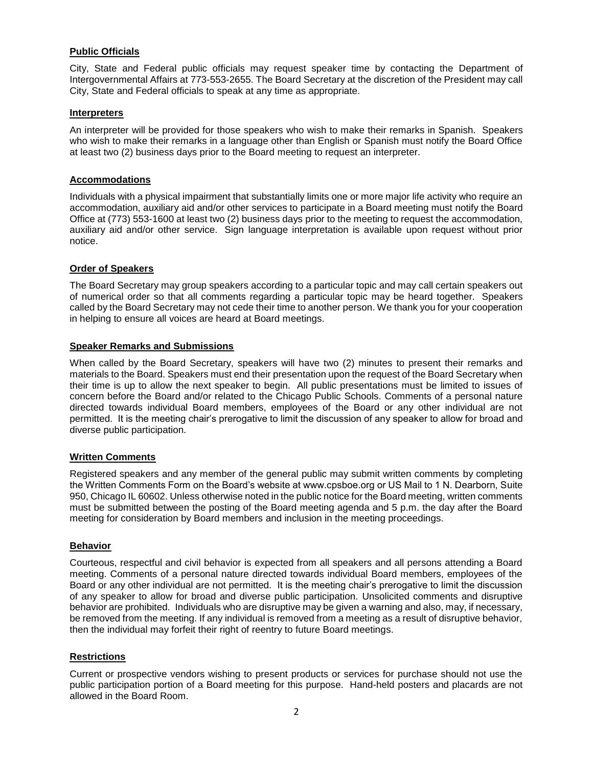## Public Officials

City, State and Federal public officials may request speaker time by contacting the Department of Intergovernmental Affairs at 773-553-2655. The Board Secretary at the discretion of the President may call City, State and Federal officials to speak at any time as appropriate.

## Interpreters

An interpreter will be provided for those speakers who wish to make their remarks in Spanish. Speakers who wish to make their remarks in a language other than English or Spanish must notify the Board Office at least two (2) business days prior to the Board meeting to request an interpreter.

## Accommodations

Individuals with a physical impairment that substantially limits one or more major life activity who require an accommodation, auxiliary aid and/or other services to participate in a Board meeting must notify the Board Office at (773) 553-1600 at least two (2) business days prior to the meeting to request the accommodation, auxiliary aid and/or other service. Sign language interpretation is available upon request without prior notice.

## Order of Speakers

The Board Secretary may group speakers according to a particular topic and may call certain speakers out of numerical order so that all comments regarding a particular topic may be heard together. Speakers called by the Board Secretary may not cede their time to another person. We thank you for your cooperation in helping to ensure all voices are heard at Board meetings.

## Speaker Remarks and Submissions

When called by the Board Secretary, speakers will have two (2) minutes to present their remarks and materials to the Board. Speakers must end their presentation upon the request of the Board Secretary when their time is up to allow the next speaker to begin. All public presentations must be limited to issues of concern before the Board and/or related to the Chicago Public Schools. Comments of a personal nature directed towards individual Board members, employees of the Board or any other individual are not permitted. It is the meeting chair's prerogative to limit the discussion of any speaker to allow for broad and diverse public participation.

## Written Comments

Registered speakers and any member of the general public may submit written comments by completing the Written Comments Form on the Board's website at www.cpsboe.org or US Mail to 1 N. Dearborn, Suite 950, Chicago IL 60602. Unless otherwise noted in the public notice for the Board meeting, written comments must be submitted between the posting of the Board meeting agenda and 5 p.m. the day after the Board meeting for consideration by Board members and inclusion in the meeting proceedings.

## Behavior

Courteous, respectful and civil behavior is expected from all speakers and all persons attending a Board meeting. Comments of a personal nature directed towards individual Board members, employees of the Board or any other individual are not permitted. It is the meeting chair's prerogative to limit the discussion of any speaker to allow for broad and diverse public participation. Unsolicited comments and disruptive behavior are prohibited. Individuals who are disruptive may be given a warning and also, may, if necessary, be removed from the meeting. If any individual is removed from a meeting as a result of disruptive behavior, then the individual may forfeit their right of reentry to future Board meetings.

## Restrictions

Current or prospective vendors wishing to present products or services for purchase should not use the public participation portion of a Board meeting for this purpose. Hand-held posters and placards are not allowed in the Board Room.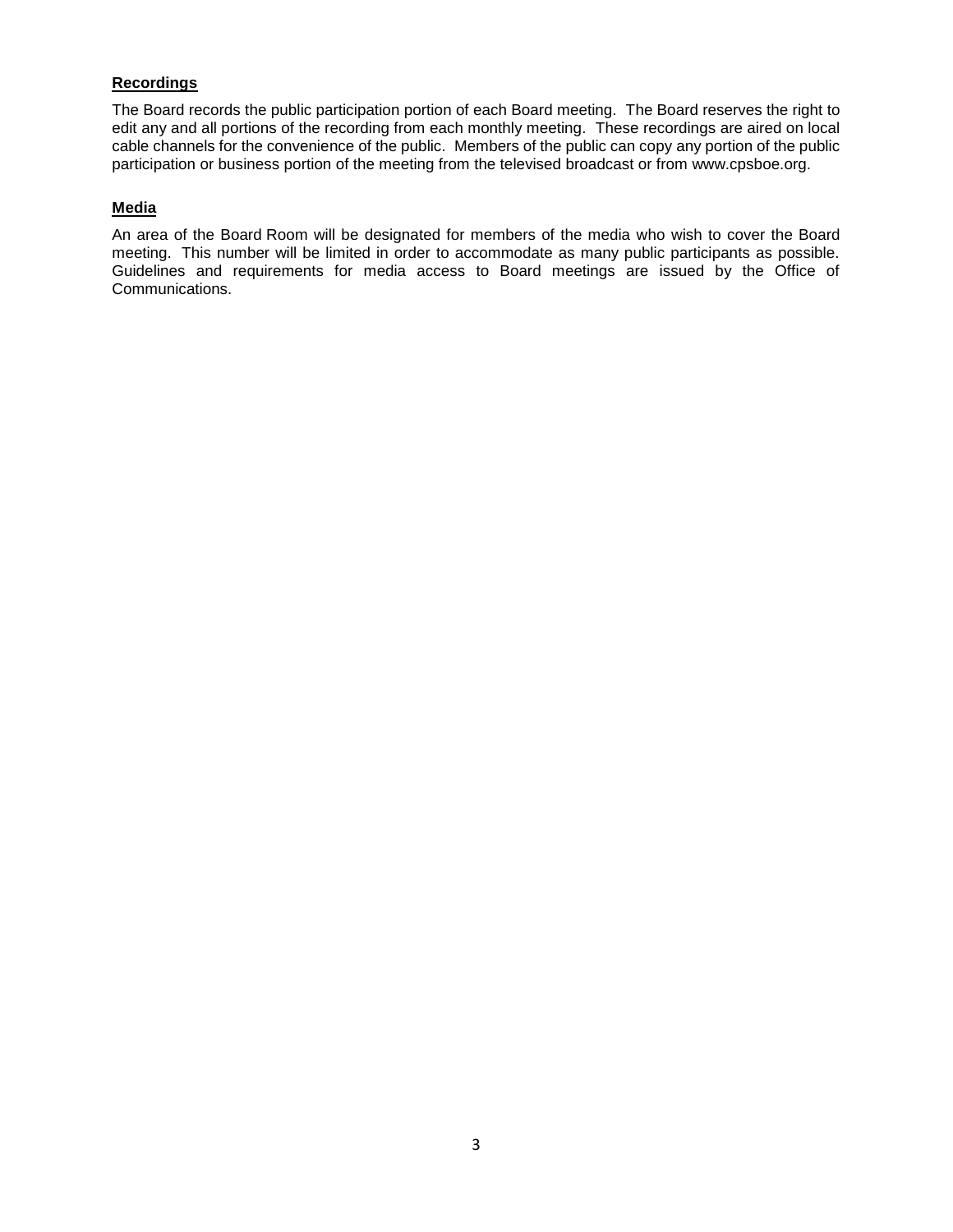**Recordings**

The Board records the public participation portion of each Board meeting. The Board reserves the right to edit any and all portions of the recording from each monthly meeting. These recordings are aired on local cable channels for the convenience of the public. Members of the public can copy any portion of the public participation or business portion of the meeting from the televised broadcast or from www.cpsboe.org.

**Media**

An area of the Board Room will be designated for members of the media who wish to cover the Board meeting. This number will be limited in order to accommodate as many public participants as possible. Guidelines and requirements for media access to Board meetings are issued by the Office of Communications.